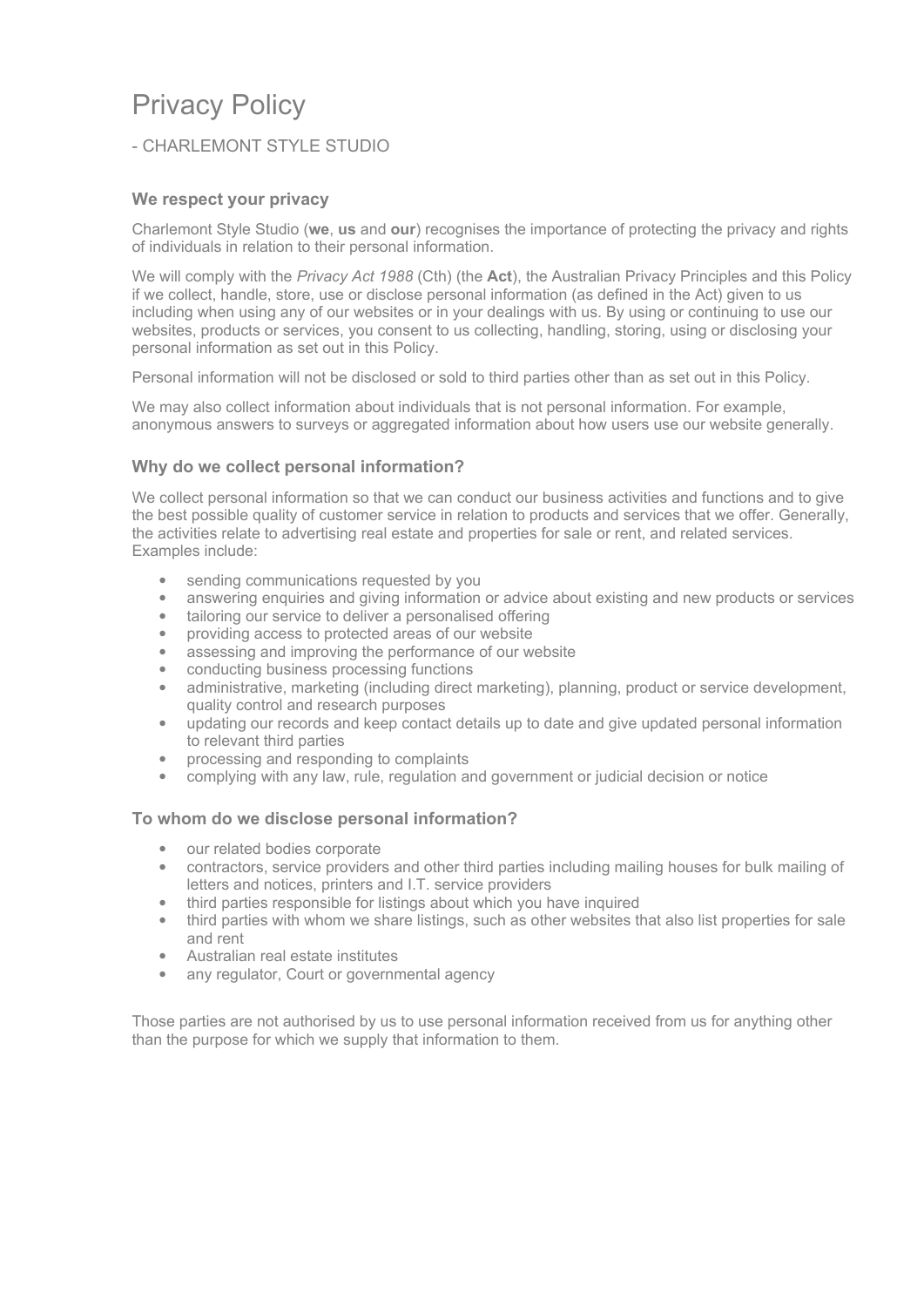# Privacy Policy

## - CHARLEMONT STYLE STUDIO

### We respect your privacy

Charlemont Style Studio (**we**, **us** and **our**) recognises the importance of protecting the privacy and rights of individuals in relation to their personal information.

We will comply with the *Privacy Act 1988* (Cth) (the **Act**), the Australian Privacy Principles and this Policy if we collect, handle, store, use or disclose personal information (as defined in the Act) given to us including when using any of our websites or in your dealings with us. By using or continuing to use our websites, products or services, you consent to us collecting, handling, storing, using or disclosing your personal information as set out in this Policy.

Personal information will not be disclosed or sold to third parties other than as set out in this Policy.

We may also collect information about individuals that is not personal information. For example, anonymous answers to surveys or aggregated information about how users use our website generally.

### Why do we collect personal information?

We collect personal information so that we can conduct our business activities and functions and to give the best possible quality of customer service in relation to products and services that we offer. Generally, the activities relate to advertising real estate and properties for sale or rent, and related services. Examples include:

- sending communications requested by you
- answering enquiries and giving information or advice about existing and new products or services
- tailoring our service to deliver a personalised offering
- providing access to protected areas of our website
- assessing and improving the performance of our website
- conducting business processing functions
- administrative, marketing (including direct marketing), planning, product or service development, quality control and research purposes
- updating our records and keep contact details up to date and give updated personal information to relevant third parties
- processing and responding to complaints
- complying with any law, rule, regulation and government or judicial decision or notice

### To whom do we disclose personal information?

- our related bodies corporate
- contractors, service providers and other third parties including mailing houses for bulk mailing of letters and notices, printers and I.T. service providers
- third parties responsible for listings about which you have inquired
- third parties with whom we share listings, such as other websites that also list properties for sale and rent
- Australian real estate institutes
- any regulator, Court or governmental agency

Those parties are not authorised by us to use personal information received from us for anything other than the purpose for which we supply that information to them.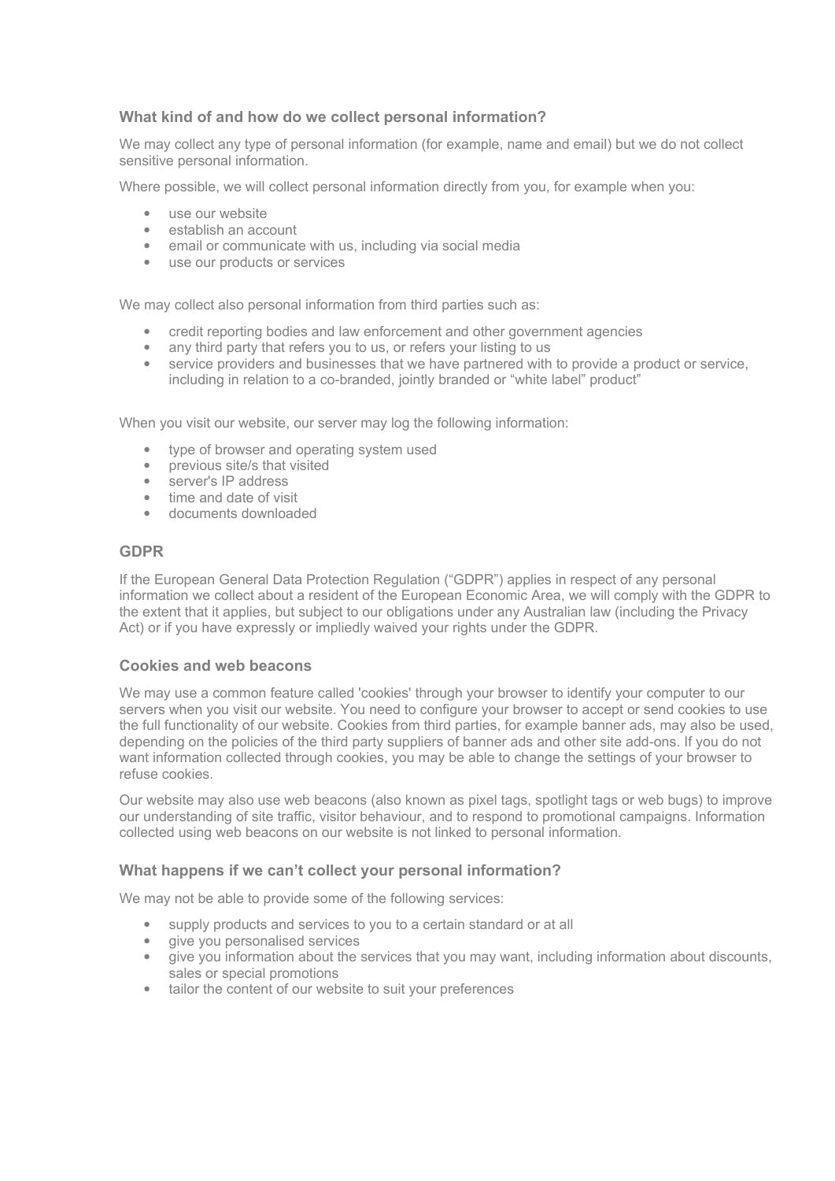### What kind of and how do we collect personal information?

We may collect any type of personal information (for example, name and email) but we do not collect sensitive personal information.

Where possible, we will collect personal information directly from you, for example when you:

- use our website
- establish an account
- email or communicate with us, including via social media
- use our products or services

We may collect also personal information from third parties such as:

- credit reporting bodies and law enforcement and other government agencies
- any third party that refers you to us, or refers your listing to us
- service providers and businesses that we have partnered with to provide a product or service, including in relation to a co-branded, jointly branded or "white label" product"

When you visit our website, our server may log the following information:

- type of browser and operating system used
- previous site/s that visited
- server's IP address
- time and date of visit
- documents downloaded

### GDPR

If the European General Data Protection Regulation ("GDPR") applies in respect of any personal information we collect about a resident of the European Economic Area, we will comply with the GDPR to the extent that it applies, but subject to our obligations under any Australian law (including the Privacy Act) or if you have expressly or impliedly waived your rights under the GDPR.

### Cookies and web beacons

We may use a common feature called 'cookies' through your browser to identify your computer to our servers when you visit our website. You need to configure your browser to accept or send cookies to use the full functionality of our website. Cookies from third parties, for example banner ads, may also be used, depending on the policies of the third party suppliers of banner ads and other site add-ons. If you do not want information collected through cookies, you may be able to change the settings of your browser to refuse cookies.

Our website may also use web beacons (also known as pixel tags, spotlight tags or web bugs) to improve our understanding of site traffic, visitor behaviour, and to respond to promotional campaigns. Information collected using web beacons on our website is not linked to personal information.

### What happens if we can't collect your personal information?

We may not be able to provide some of the following services:

- supply products and services to you to a certain standard or at all
- give you personalised services
- give you information about the services that you may want, including information about discounts, sales or special promotions
- tailor the content of our website to suit your preferences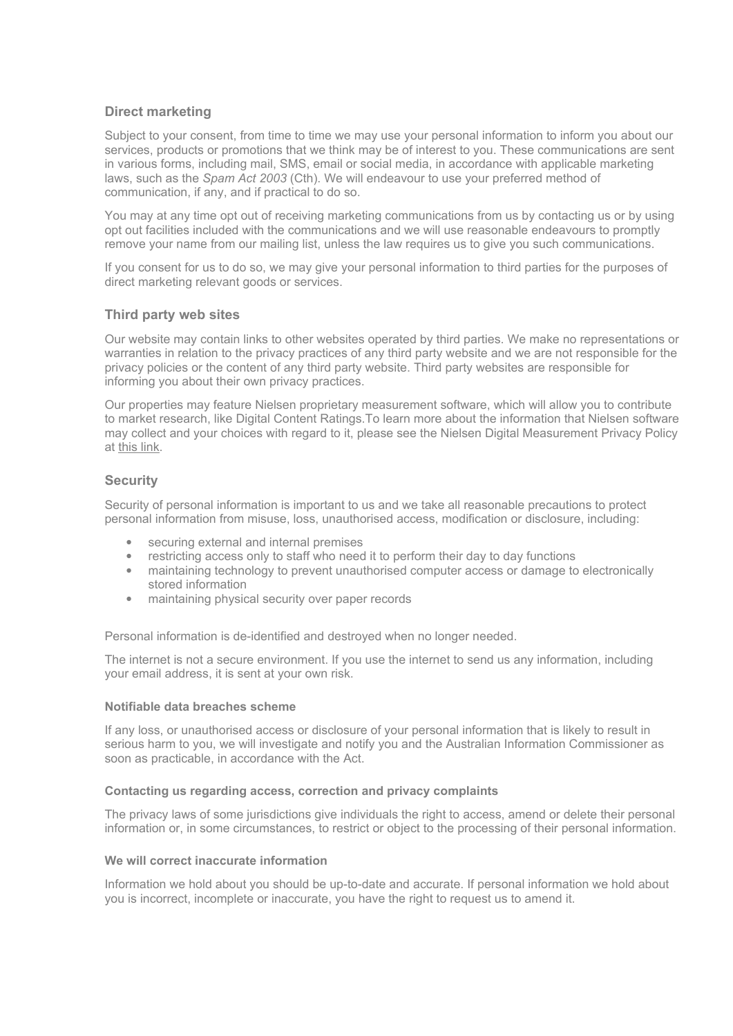## Direct marketing

Subject to your consent, from time to time we may use your personal information to inform you about our services, products or promotions that we think may be of interest to you. These communications are sent in various forms, including mail, SMS, email or social media, in accordance with applicable marketing laws, such as the *Spam Act 2003* (Cth). We will endeavour to use your preferred method of communication, if any, and if practical to do so.

You may at any time opt out of receiving marketing communications from us by contacting us or by using opt out facilities included with the communications and we will use reasonable endeavours to promptly remove your name from our mailing list, unless the law requires us to give you such communications.

If you consent for us to do so, we may give your personal information to third parties for the purposes of direct marketing relevant goods or services.

## Third party web sites

Our website may contain links to other websites operated by third parties. We make no representations or warranties in relation to the privacy practices of any third party website and we are not responsible for the privacy policies or the content of any third party website. Third party websites are responsible for informing you about their own privacy practices.

Our properties may feature Nielsen proprietary measurement software, which will allow you to contribute to market research, like Digital Content Ratings.To learn more about the information that Nielsen software may collect and your choices with regard to it, please see the Nielsen Digital Measurement Privacy Policy at this link.

## Security

Security of personal information is important to us and we take all reasonable precautions to protect personal information from misuse, loss, unauthorised access, modification or disclosure, including:

- securing external and internal premises
- restricting access only to staff who need it to perform their day to day functions
- maintaining technology to prevent unauthorised computer access or damage to electronically stored information
- maintaining physical security over paper records

Personal information is de-identified and destroyed when no longer needed.

The internet is not a secure environment. If you use the internet to send us any information, including your email address, it is sent at your own risk.

### Notifiable data breaches scheme

If any loss, or unauthorised access or disclosure of your personal information that is likely to result in serious harm to you, we will investigate and notify you and the Australian Information Commissioner as soon as practicable, in accordance with the Act.

### Contacting us regarding access, correction and privacy complaints

The privacy laws of some jurisdictions give individuals the right to access, amend or delete their personal information or, in some circumstances, to restrict or object to the processing of their personal information.

### We will correct inaccurate information

Information we hold about you should be up-to-date and accurate. If personal information we hold about you is incorrect, incomplete or inaccurate, you have the right to request us to amend it.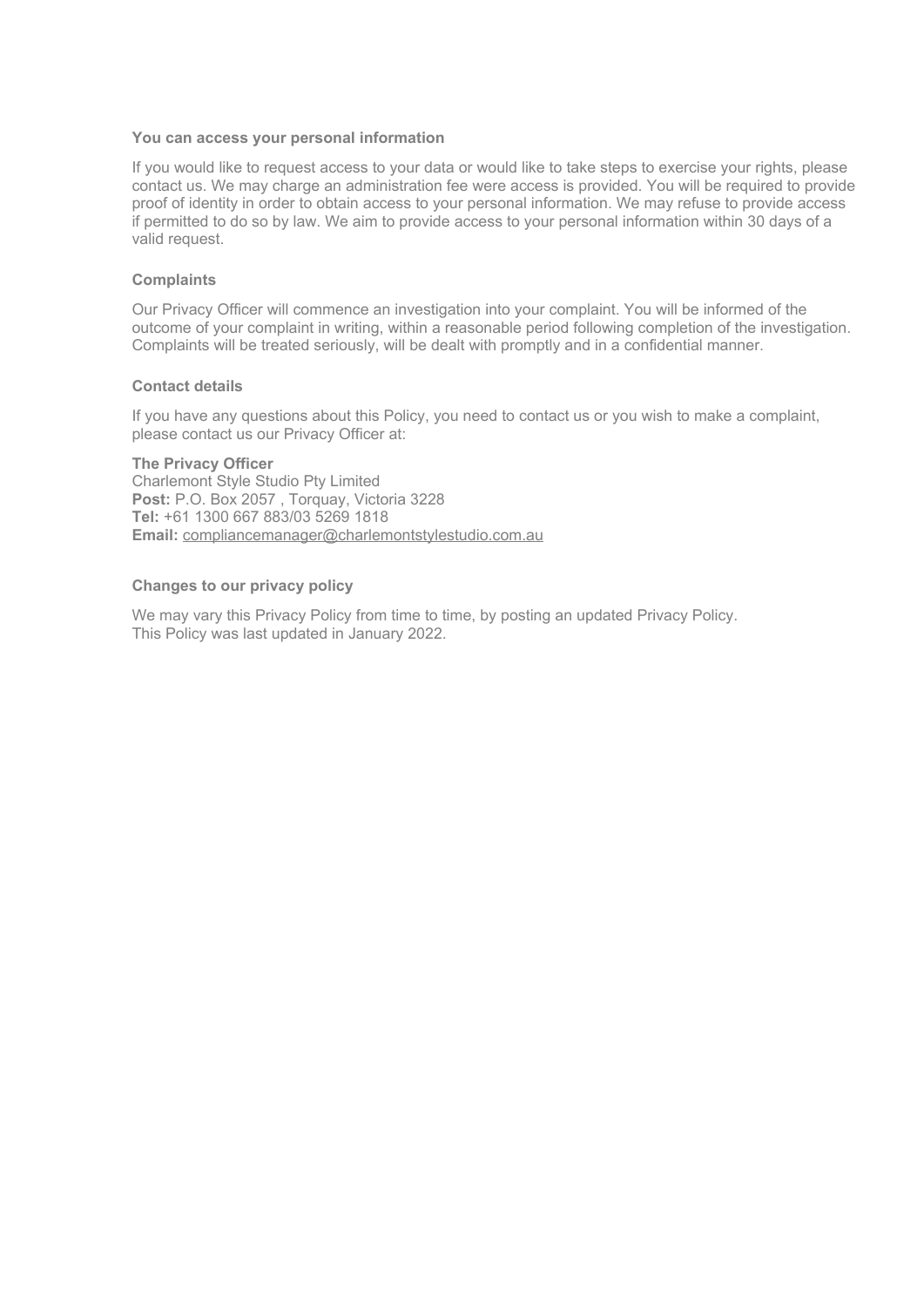### You can access your personal information

If you would like to request access to your data or would like to take steps to exercise your rights, please contact us. We may charge an administration fee were access is provided. You will be required to provide proof of identity in order to obtain access to your personal information. We may refuse to provide access if permitted to do so by law. We aim to provide access to your personal information within 30 days of a valid request.

### Complaints

Our Privacy Officer will commence an investigation into your complaint. You will be informed of the outcome of your complaint in writing, within a reasonable period following completion of the investigation. Complaints will be treated seriously, will be dealt with promptly and in a confidential manner.

### Contact details

If you have any questions about this Policy, you need to contact us or you wish to make a complaint, please contact us our Privacy Officer at:

**The Privacy Officer**
Charlemont Style Studio Pty Limited
**Post:** P.O. Box 2057 , Torquay, Victoria 3228
**Tel:** +61 1300 667 883/03 5269 1818
**Email:** compliancemanager@charlemontstylestudio.com.au

### Changes to our privacy policy

We may vary this Privacy Policy from time to time, by posting an updated Privacy Policy.
This Policy was last updated in January 2022.